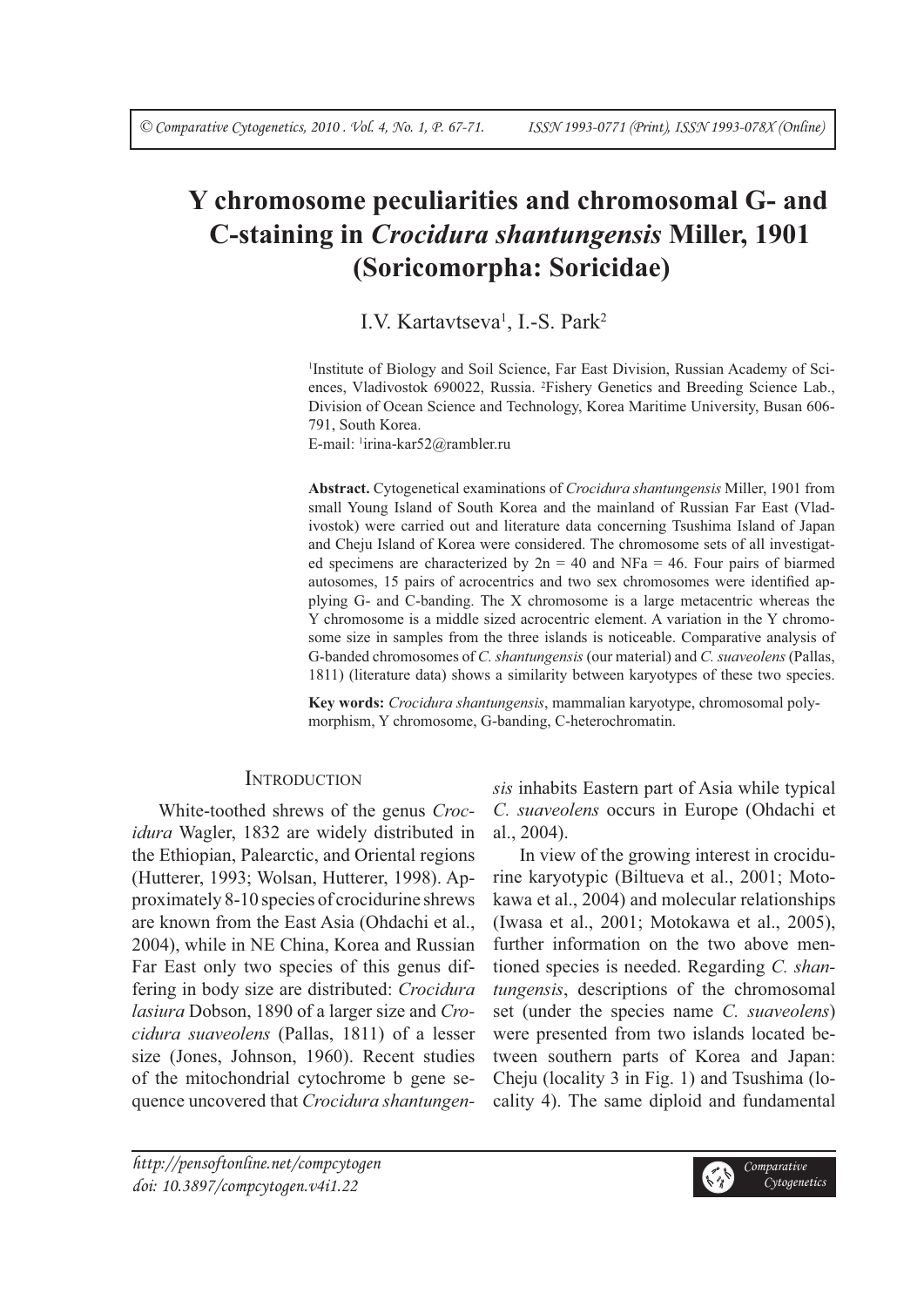# Y chromosome peculiarities and chromosomal G- and C-staining in *Crocidura shantungensis* Miller, 1901 (Soricomorpha: Soricidae)

I.V. Kartavtseva[1], I.-S. Park[2]

[1]Institute of Biology and Soil Science, Far East Division, Russian Academy of Sciences, Vladivostok 690022, Russia. [2]Fishery Genetics and Breeding Science Lab., Division of Ocean Science and Technology, Korea Maritime University, Busan 606-791, South Korea.
E-mail: [1]irina-kar52@rambler.ru

**Abstract.** Cytogenetical examinations of *Crocidura shantungensis* Miller, 1901 from small Young Island of South Korea and the mainland of Russian Far East (Vladivostok) were carried out and literature data concerning Tsushima Island of Japan and Cheju Island of Korea were considered. The chromosome sets of all investigated specimens are characterized by 2n = 40 and NFa = 46. Four pairs of biarmed autosomes, 15 pairs of acrocentrics and two sex chromosomes were identified applying G- and C-banding. The X chromosome is a large metacentric whereas the Y chromosome is a middle sized acrocentric element. A variation in the Y chromosome size in samples from the three islands is noticeable. Comparative analysis of G-banded chromosomes of *C. shantungensis* (our material) and *C. suaveolens* (Pallas, 1811) (literature data) shows a similarity between karyotypes of these two species.

**Key words:** *Crocidura shantungensis*, mammalian karyotype, chromosomal polymorphism, Y chromosome, G-banding, C-heterochromatin.

## Introduction

White-toothed shrews of the genus *Crocidura* Wagler, 1832 are widely distributed in the Ethiopian, Palearctic, and Oriental regions (Hutterer, 1993; Wolsan, Hutterer, 1998). Approximately 8-10 species of crocidurine shrews are known from the East Asia (Ohdachi et al., 2004), while in NE China, Korea and Russian Far East only two species of this genus differing in body size are distributed: *Crocidura lasiura* Dobson, 1890 of a larger size and *Crocidura suaveolens* (Pallas, 1811) of a lesser size (Jones, Johnson, 1960). Recent studies of the mitochondrial cytochrome b gene sequence uncovered that *Crocidura shantungensis* inhabits Eastern part of Asia while typical *C. suaveolens* occurs in Europe (Ohdachi et al., 2004).

In view of the growing interest in crocidurine karyotypic (Biltueva et al., 2001; Motokawa et al., 2004) and molecular relationships (Iwasa et al., 2001; Motokawa et al., 2005), further information on the two above mentioned species is needed. Regarding *C. shantungensis*, descriptions of the chromosomal set (under the species name *C. suaveolens*) were presented from two islands located between southern parts of Korea and Japan: Cheju (locality 3 in Fig. 1) and Tsushima (locality 4). The same diploid and fundamental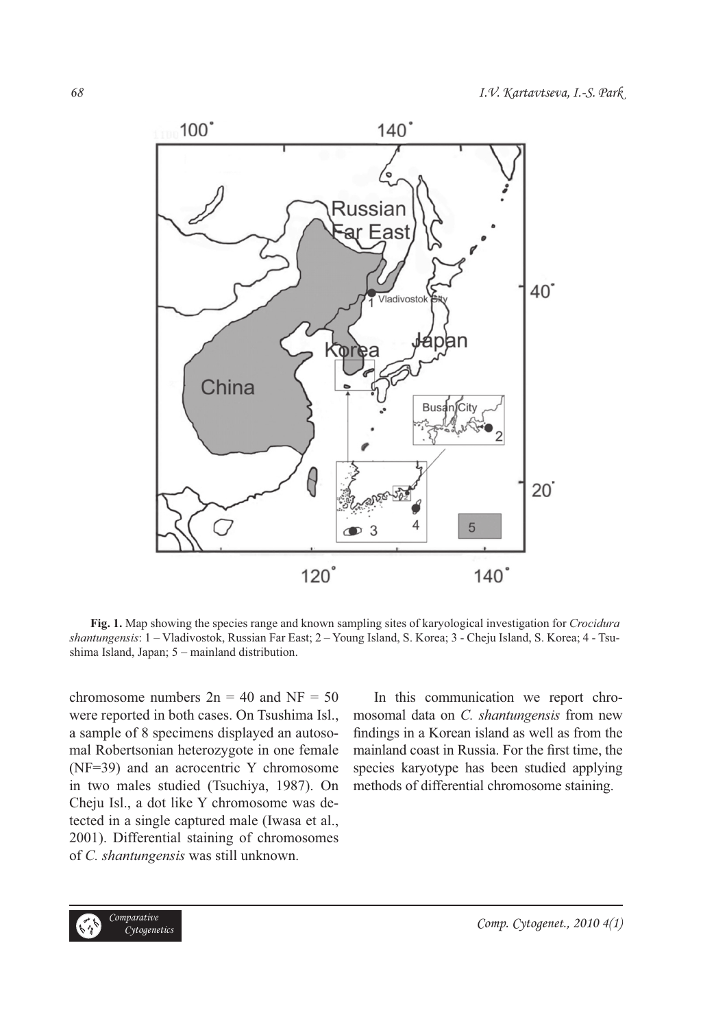**Fig. 1.** Map showing the species range and known sampling sites of karyological investigation for *Crocidura shantungensis*: 1 – Vladivostok, Russian Far East; 2 – Young Island, S. Korea; 3 - Cheju Island, S. Korea; 4 - Tsushima Island, Japan; 5 – mainland distribution.

chromosome numbers 2n = 40 and NF = 50 were reported in both cases. On Tsushima Isl., a sample of 8 specimens displayed an autosomal Robertsonian heterozygote in one female (NF=39) and an acrocentric Y chromosome in two males studied (Tsuchiya, 1987). On Cheju Isl., a dot like Y chromosome was detected in a single captured male (Iwasa et al., 2001). Differential staining of chromosomes of *C. shantungensis* was still unknown.

In this communication we report chromosomal data on *C. shantungensis* from new findings in a Korean island as well as from the mainland coast in Russia. For the first time, the species karyotype has been studied applying methods of differential chromosome staining.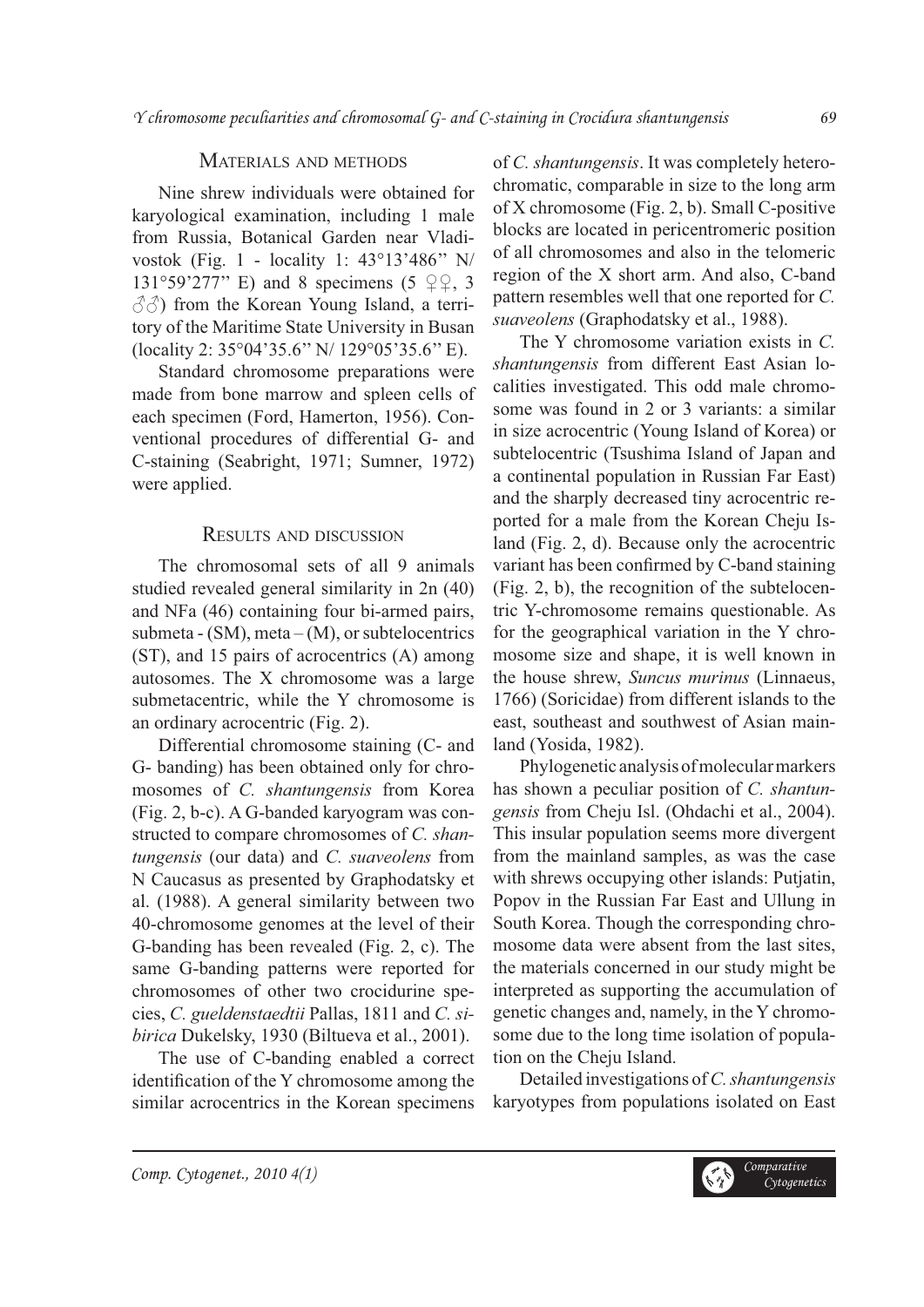## Materials and methods

Nine shrew individuals were obtained for karyological examination, including 1 male from Russia, Botanical Garden near Vladivostok (Fig. 1 - locality 1: 43°13'486'' N/ 131°59'277'' E) and 8 specimens (5 ♀♀, 3 ♂♂) from the Korean Young Island, a territory of the Maritime State University in Busan (locality 2: 35°04'35.6'' N/ 129°05'35.6'' E).

Standard chromosome preparations were made from bone marrow and spleen cells of each specimen (Ford, Hamerton, 1956). Conventional procedures of differential G- and C-staining (Seabright, 1971; Sumner, 1972) were applied.

## Results and discussion

The chromosomal sets of all 9 animals studied revealed general similarity in 2n (40) and NFa (46) containing four bi-armed pairs, submeta - (SM), meta – (M), or subtelocentrics (ST), and 15 pairs of acrocentrics (A) among autosomes. The X chromosome was a large submetacentric, while the Y chromosome is an ordinary acrocentric (Fig. 2).

Differential chromosome staining (C- and G- banding) has been obtained only for chromosomes of *C. shantungensis* from Korea (Fig. 2, b-c). A G-banded karyogram was constructed to compare chromosomes of *C. shantungensis* (our data) and *C. suaveolens* from N Caucasus as presented by Graphodatsky et al. (1988). A general similarity between two 40-chromosome genomes at the level of their G-banding has been revealed (Fig. 2, c). The same G-banding patterns were reported for chromosomes of other two crocidurine species, *C. gueldenstaedtii* Pallas, 1811 and *C. sibirica* Dukelsky, 1930 (Biltueva et al., 2001).

The use of C-banding enabled a correct identification of the Y chromosome among the similar acrocentrics in the Korean specimens of *C. shantungensis*. It was completely heterochromatic, comparable in size to the long arm of X chromosome (Fig. 2, b). Small C-positive blocks are located in pericentromeric position of all chromosomes and also in the telomeric region of the X short arm. And also, C-band pattern resembles well that one reported for *C. suaveolens* (Graphodatsky et al., 1988).

The Y chromosome variation exists in *C. shantungensis* from different East Asian localities investigated. This odd male chromosome was found in 2 or 3 variants: a similar in size acrocentric (Young Island of Korea) or subtelocentric (Tsushima Island of Japan and a continental population in Russian Far East) and the sharply decreased tiny acrocentric reported for a male from the Korean Cheju Island (Fig. 2, d). Because only the acrocentric variant has been confirmed by C-band staining (Fig. 2, b), the recognition of the subtelocentric Y-chromosome remains questionable. As for the geographical variation in the Y chromosome size and shape, it is well known in the house shrew, *Suncus murinus* (Linnaeus, 1766) (Soricidae) from different islands to the east, southeast and southwest of Asian mainland (Yosida, 1982).

Phylogenetic analysis of molecular markers has shown a peculiar position of *C. shantungensis* from Cheju Isl. (Ohdachi et al., 2004). This insular population seems more divergent from the mainland samples, as was the case with shrews occupying other islands: Putjatin, Popov in the Russian Far East and Ullung in South Korea. Though the corresponding chromosome data were absent from the last sites, the materials concerned in our study might be interpreted as supporting the accumulation of genetic changes and, namely, in the Y chromosome due to the long time isolation of population on the Cheju Island.

Detailed investigations of *C. shantungensis* karyotypes from populations isolated on East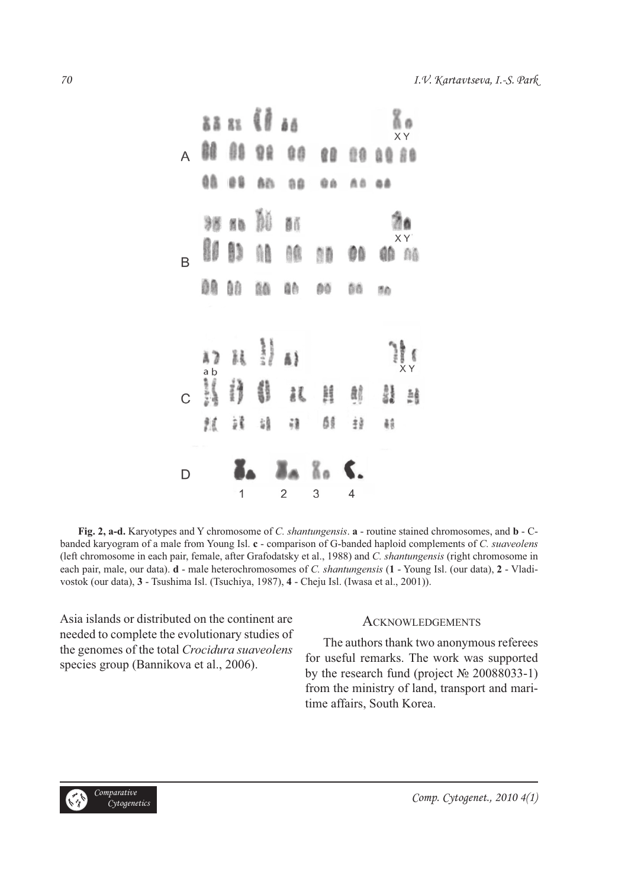**Fig. 2, a-d.** Karyotypes and Y chromosome of *C. shantungensis*. **a** - routine stained chromosomes, and **b** - C-banded karyogram of a male from Young Isl. **c** - comparison of G-banded haploid complements of *C. suaveolens* (left chromosome in each pair, female, after Grafodatsky et al., 1988) and *C. shantungensis* (right chromosome in each pair, male, our data). **d** - male heterochromosomes of *C. shantungensis* (**1** - Young Isl. (our data), **2** - Vladivostok (our data), **3** - Tsushima Isl. (Tsuchiya, 1987), **4** - Cheju Isl. (Iwasa et al., 2001)).

Asia islands or distributed on the continent are needed to complete the evolutionary studies of the genomes of the total *Crocidura suaveolens* species group (Bannikova et al., 2006).

## Acknowledgements

The authors thank two anonymous referees for useful remarks. The work was supported by the research fund (project № 20088033-1) from the ministry of land, transport and maritime affairs, South Korea.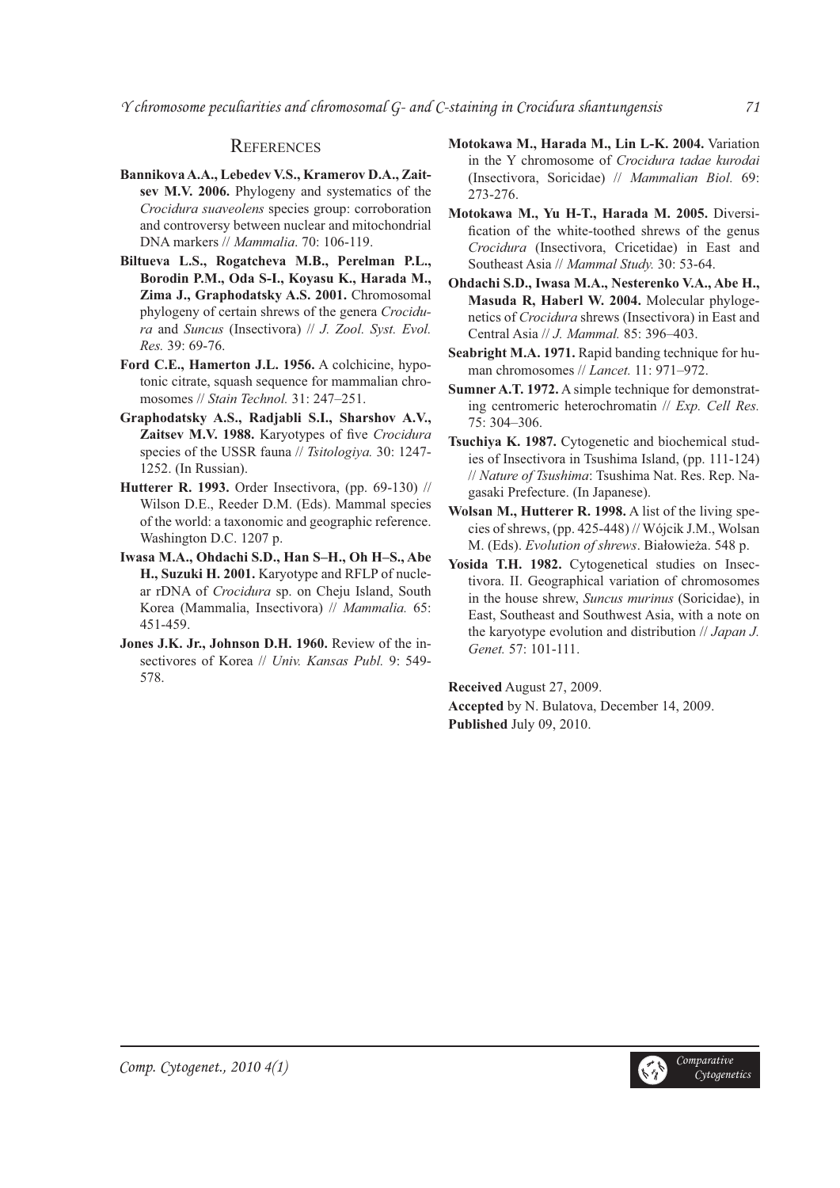## References

**Bannikova A.A., Lebedev V.S., Kramerov D.A., Zaitsev M.V. 2006.** Phylogeny and systematics of the *Crocidura suaveolens* species group: corroboration and controversy between nuclear and mitochondrial DNA markers // *Mammalia*. 70: 106-119.

**Biltueva L.S., Rogatcheva M.B., Perelman P.L., Borodin P.M., Oda S-I., Koyasu K., Harada M., Zima J., Graphodatsky A.S. 2001.** Chromosomal phylogeny of certain shrews of the genera *Crocidura* and *Suncus* (Insectivora) // *J. Zool. Syst. Evol. Res.* 39: 69-76.

**Ford C.E., Hamerton J.L. 1956.** A colchicine, hypotonic citrate, squash sequence for mammalian chromosomes // *Stain Technol.* 31: 247–251.

**Graphodatsky A.S., Radjabli S.I., Sharshov A.V., Zaitsev M.V. 1988.** Karyotypes of five *Crocidura* species of the USSR fauna // *Tsitologiya.* 30: 1247-1252. (In Russian).

**Hutterer R. 1993.** Order Insectivora, (pp. 69-130) // Wilson D.E., Reeder D.M. (Eds). Mammal species of the world: a taxonomic and geographic reference. Washington D.C. 1207 p.

**Iwasa M.A., Ohdachi S.D., Han S–H., Oh H–S., Abe H., Suzuki H. 2001.** Karyotype and RFLP of nuclear rDNA of *Crocidura* sp. on Cheju Island, South Korea (Mammalia, Insectivora) // *Mammalia.* 65: 451-459.

**Jones J.K. Jr., Johnson D.H. 1960.** Review of the insectivores of Korea // *Univ. Kansas Publ.* 9: 549-578.

**Motokawa M., Harada M., Lin L-K. 2004.** Variation in the Y chromosome of *Crocidura tadae kurodai* (Insectivora, Soricidae) // *Mammalian Biol.* 69: 273-276.

**Motokawa M., Yu H-T., Harada M. 2005.** Diversification of the white-toothed shrews of the genus *Crocidura* (Insectivora, Cricetidae) in East and Southeast Asia // *Mammal Study.* 30: 53-64.

**Ohdachi S.D., Iwasa M.A., Nesterenko V.A., Abe H., Masuda R, Haberl W. 2004.** Molecular phylogenetics of *Crocidura* shrews (Insectivora) in East and Central Asia // *J. Mammal.* 85: 396–403.

**Seabright M.A. 1971.** Rapid banding technique for human chromosomes // *Lancet.* 11: 971–972.

**Sumner A.T. 1972.** A simple technique for demonstrating centromeric heterochromatin // *Exp. Cell Res.* 75: 304–306.

**Tsuchiya K. 1987.** Cytogenetic and biochemical studies of Insectivora in Tsushima Island, (pp. 111-124) // *Nature of Tsushima*: Tsushima Nat. Res. Rep. Nagasaki Prefecture. (In Japanese).

**Wolsan M., Hutterer R. 1998.** A list of the living species of shrews, (pp. 425-448) // Wójcik J.M., Wolsan M. (Eds). *Evolution of shrews*. Białowieża. 548 p.

**Yosida T.H. 1982.** Cytogenetical studies on Insectivora. II. Geographical variation of chromosomes in the house shrew, *Suncus murinus* (Soricidae), in East, Southeast and Southwest Asia, with a note on the karyotype evolution and distribution // *Japan J. Genet.* 57: 101-111.

**Received** August 27, 2009.

**Accepted** by N. Bulatova, December 14, 2009.

**Published** July 09, 2010.